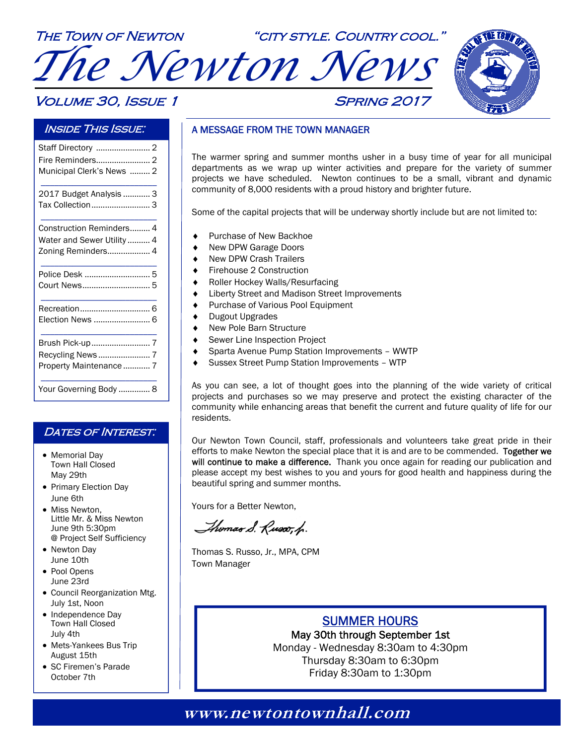THE TOWN OF NEWTON "CITY STYLE. COUNTRY COOL."

# The Newton News

VOLUME 30, ISSUE 1 SPRING 2017

## Inside This Issue:

| | |
|---|---|
| Staff Directory | 2 |
| Fire Reminders | 2 |
| Municipal Clerk's News | 2 |
| 2017 Budget Analysis | 3 |
| Tax Collection | 3 |
| Construction Reminders | 4 |
| Water and Sewer Utility | 4 |
| Zoning Reminders | 4 |
| Police Desk | 5 |
| Court News | 5 |
| Recreation | 6 |
| Election News | 6 |
| Brush Pick-up | 7 |
| Recycling News | 7 |
| Property Maintenance | 7 |
| Your Governing Body | 8 |

## Dates of Interest:

- Memorial Day
  Town Hall Closed
  May 29th
- Primary Election Day
  June 6th
- Miss Newton,
  Little Mr. & Miss Newton
  June 9th 5:30pm
  @ Project Self Sufficiency
- Newton Day
  June 10th
- Pool Opens
  June 23rd
- Council Reorganization Mtg.
  July 1st, Noon
- Independence Day
  Town Hall Closed
  July 4th
- Mets-Yankees Bus Trip
  August 15th
- SC Firemen's Parade
  October 7th

## A MESSAGE FROM THE TOWN MANAGER

The warmer spring and summer months usher in a busy time of year for all municipal departments as we wrap up winter activities and prepare for the variety of summer projects we have scheduled. Newton continues to be a small, vibrant and dynamic community of 8,000 residents with a proud history and brighter future.

Some of the capital projects that will be underway shortly include but are not limited to:

- Purchase of New Backhoe
- New DPW Garage Doors
- New DPW Crash Trailers
- Firehouse 2 Construction
- Roller Hockey Walls/Resurfacing
- Liberty Street and Madison Street Improvements
- Purchase of Various Pool Equipment
- Dugout Upgrades
- New Pole Barn Structure
- Sewer Line Inspection Project
- Sparta Avenue Pump Station Improvements – WWTP
- Sussex Street Pump Station Improvements – WTP

As you can see, a lot of thought goes into the planning of the wide variety of critical projects and purchases so we may preserve and protect the existing character of the community while enhancing areas that benefit the current and future quality of life for our residents.

Our Newton Town Council, staff, professionals and volunteers take great pride in their efforts to make Newton the special place that it is and are to be commended. **Together we will continue to make a difference.** Thank you once again for reading our publication and please accept my best wishes to you and yours for good health and happiness during the beautiful spring and summer months.

Yours for a Better Newton,

*Thomas S. Russo, Jr.*

Thomas S. Russo, Jr., MPA, CPM
Town Manager

## SUMMER HOURS

May 30th through September 1st
Monday - Wednesday 8:30am to 4:30pm
Thursday 8:30am to 6:30pm
Friday 8:30am to 1:30pm

**www.newtontownhall.com**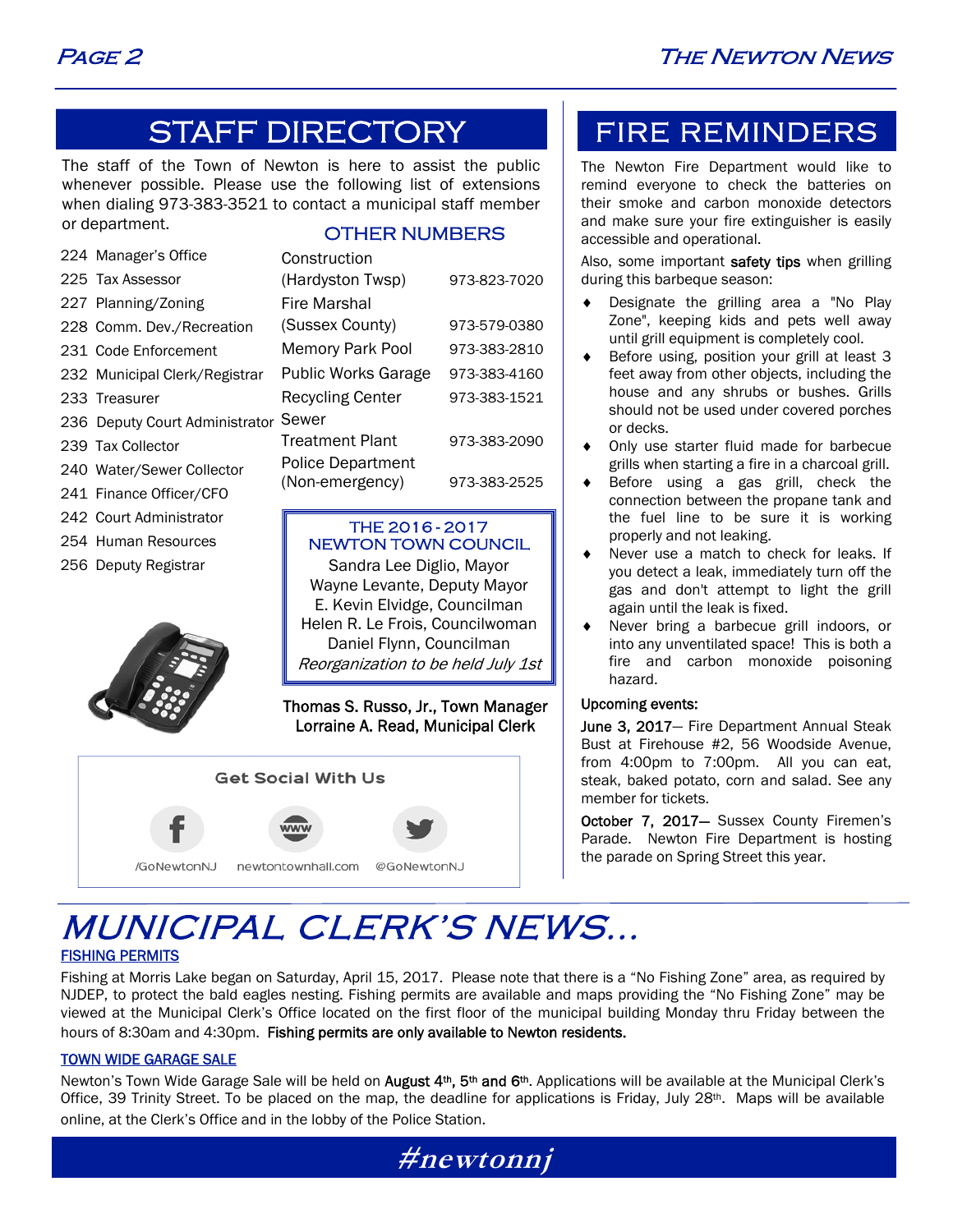## STAFF DIRECTORY

The staff of the Town of Newton is here to assist the public whenever possible. Please use the following list of extensions when dialing 973-383-3521 to contact a municipal staff member or department.

- 224 Manager's Office
- 225 Tax Assessor
- 227 Planning/Zoning
- 228 Comm. Dev./Recreation
- 231 Code Enforcement
- 232 Municipal Clerk/Registrar
- 233 Treasurer
- 236 Deputy Court Administrator
- 239 Tax Collector
- 240 Water/Sewer Collector
- 241 Finance Officer/CFO
- 242 Court Administrator
- 254 Human Resources
- 256 Deputy Registrar

### OTHER NUMBERS

| Department | Number |
|---|---|
| Construction (Hardyston Twsp) | 973-823-7020 |
| Fire Marshal (Sussex County) | 973-579-0380 |
| Memory Park Pool | 973-383-2810 |
| Public Works Garage | 973-383-4160 |
| Recycling Center | 973-383-1521 |
| Sewer Treatment Plant | 973-383-2090 |
| Police Department (Non-emergency) | 973-383-2525 |

### THE 2016 - 2017 NEWTON TOWN COUNCIL

Sandra Lee Diglio, Mayor
Wayne Levante, Deputy Mayor
E. Kevin Elvidge, Councilman
Helen R. Le Frois, Councilwoman
Daniel Flynn, Councilman
*Reorganization to be held July 1st*

Thomas S. Russo, Jr., Town Manager
Lorraine A. Read, Municipal Clerk

### Get Social With Us

/GoNewtonNJ newtontownhall.com @GoNewtonNJ

## FIRE REMINDERS

The Newton Fire Department would like to remind everyone to check the batteries on their smoke and carbon monoxide detectors and make sure your fire extinguisher is easily accessible and operational.

Also, some important **safety tips** when grilling during this barbeque season:

- Designate the grilling area a "No Play Zone", keeping kids and pets well away until grill equipment is completely cool.
- Before using, position your grill at least 3 feet away from other objects, including the house and any shrubs or bushes. Grills should not be used under covered porches or decks.
- Only use starter fluid made for barbecue grills when starting a fire in a charcoal grill.
- Before using a gas grill, check the connection between the propane tank and the fuel line to be sure it is working properly and not leaking.
- Never use a match to check for leaks. If you detect a leak, immediately turn off the gas and don't attempt to light the grill again until the leak is fixed.
- Never bring a barbecue grill indoors, or into any unventilated space! This is both a fire and carbon monoxide poisoning hazard.

**Upcoming events:**

**June 3, 2017**— Fire Department Annual Steak Bust at Firehouse #2, 56 Woodside Avenue, from 4:00pm to 7:00pm. All you can eat, steak, baked potato, corn and salad. See any member for tickets.

**October 7, 2017**— Sussex County Firemen's Parade. Newton Fire Department is hosting the parade on Spring Street this year.

# MUNICIPAL CLERK'S NEWS...

### FISHING PERMITS

Fishing at Morris Lake began on Saturday, April 15, 2017. Please note that there is a "No Fishing Zone" area, as required by NJDEP, to protect the bald eagles nesting. Fishing permits are available and maps providing the "No Fishing Zone" may be viewed at the Municipal Clerk's Office located on the first floor of the municipal building Monday thru Friday between the hours of 8:30am and 4:30pm. **Fishing permits are only available to Newton residents.**

### TOWN WIDE GARAGE SALE

Newton's Town Wide Garage Sale will be held on **August 4th, 5th and 6th**. Applications will be available at the Municipal Clerk's Office, 39 Trinity Street. To be placed on the map, the deadline for applications is Friday, July 28th. Maps will be available online, at the Clerk's Office and in the lobby of the Police Station.

#newtonnj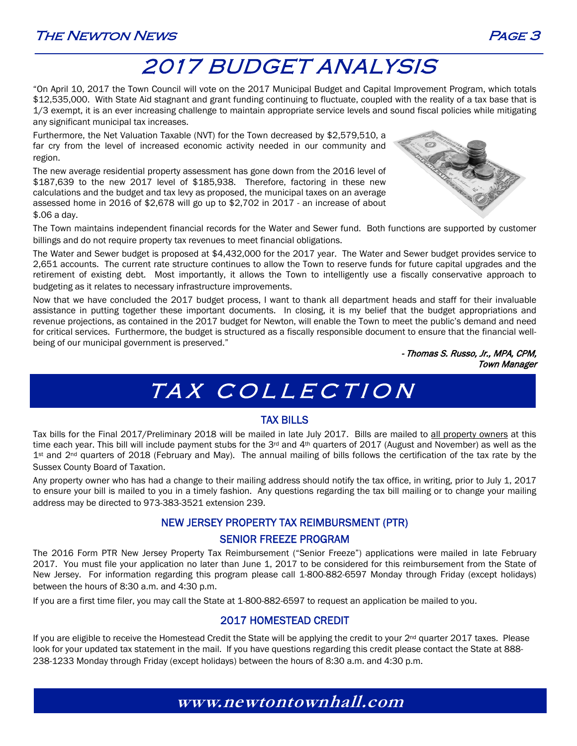# 2017 BUDGET ANALYSIS

"On April 10, 2017 the Town Council will vote on the 2017 Municipal Budget and Capital Improvement Program, which totals $12,535,000. With State Aid stagnant and grant funding continuing to fluctuate, coupled with the reality of a tax base that is 1/3 exempt, it is an ever increasing challenge to maintain appropriate service levels and sound fiscal policies while mitigating any significant municipal tax increases.

Furthermore, the Net Valuation Taxable (NVT) for the Town decreased by $2,579,510, a far cry from the level of increased economic activity needed in our community and region.

The new average residential property assessment has gone down from the 2016 level of $187,639 to the new 2017 level of $185,938. Therefore, factoring in these new calculations and the budget and tax levy as proposed, the municipal taxes on an average assessed home in 2016 of $2,678 will go up to $2,702 in 2017 - an increase of about $.06 a day.

The Town maintains independent financial records for the Water and Sewer fund. Both functions are supported by customer billings and do not require property tax revenues to meet financial obligations.

The Water and Sewer budget is proposed at $4,432,000 for the 2017 year. The Water and Sewer budget provides service to 2,651 accounts. The current rate structure continues to allow the Town to reserve funds for future capital upgrades and the retirement of existing debt. Most importantly, it allows the Town to intelligently use a fiscally conservative approach to budgeting as it relates to necessary infrastructure improvements.

Now that we have concluded the 2017 budget process, I want to thank all department heads and staff for their invaluable assistance in putting together these important documents. In closing, it is my belief that the budget appropriations and revenue projections, as contained in the 2017 budget for Newton, will enable the Town to meet the public's demand and need for critical services. Furthermore, the budget is structured as a fiscally responsible document to ensure that the financial well-being of our municipal government is preserved."

*- Thomas S. Russo, Jr., MPA, CPM,*
*Town Manager*

# TAX COLLECTION

## TAX BILLS

Tax bills for the Final 2017/Preliminary 2018 will be mailed in late July 2017. Bills are mailed to all property owners at this time each year. This bill will include payment stubs for the 3rd and 4th quarters of 2017 (August and November) as well as the 1st and 2nd quarters of 2018 (February and May). The annual mailing of bills follows the certification of the tax rate by the Sussex County Board of Taxation.

Any property owner who has had a change to their mailing address should notify the tax office, in writing, prior to July 1, 2017 to ensure your bill is mailed to you in a timely fashion. Any questions regarding the tax bill mailing or to change your mailing address may be directed to 973-383-3521 extension 239.

## NEW JERSEY PROPERTY TAX REIMBURSMENT (PTR)

## SENIOR FREEZE PROGRAM

The 2016 Form PTR New Jersey Property Tax Reimbursement ("Senior Freeze") applications were mailed in late February 2017. You must file your application no later than June 1, 2017 to be considered for this reimbursement from the State of New Jersey. For information regarding this program please call 1-800-882-6597 Monday through Friday (except holidays) between the hours of 8:30 a.m. and 4:30 p.m.

If you are a first time filer, you may call the State at 1-800-882-6597 to request an application be mailed to you.

## 2017 HOMESTEAD CREDIT

If you are eligible to receive the Homestead Credit the State will be applying the credit to your 2nd quarter 2017 taxes. Please look for your updated tax statement in the mail. If you have questions regarding this credit please contact the State at 888-238-1233 Monday through Friday (except holidays) between the hours of 8:30 a.m. and 4:30 p.m.

**www.newtontownhall.com**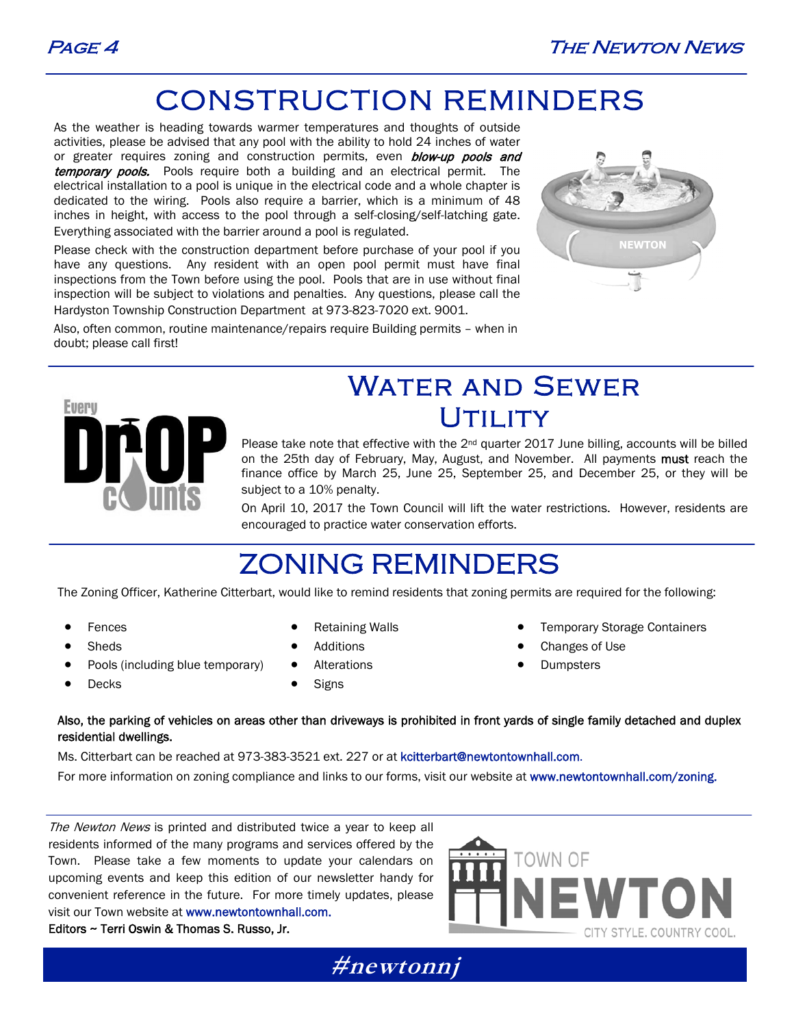# CONSTRUCTION REMINDERS

As the weather is heading towards warmer temperatures and thoughts of outside activities, please be advised that any pool with the ability to hold 24 inches of water or greater requires zoning and construction permits, even *blow-up pools and temporary pools.* Pools require both a building and an electrical permit. The electrical installation to a pool is unique in the electrical code and a whole chapter is dedicated to the wiring. Pools also require a barrier, which is a minimum of 48 inches in height, with access to the pool through a self-closing/self-latching gate. Everything associated with the barrier around a pool is regulated.

Please check with the construction department before purchase of your pool if you have any questions. Any resident with an open pool permit must have final inspections from the Town before using the pool. Pools that are in use without final inspection will be subject to violations and penalties. Any questions, please call the Hardyston Township Construction Department at 973-823-7020 ext. 9001.

Also, often common, routine maintenance/repairs require Building permits – when in doubt; please call first!

# WATER AND SEWER UTILITY

Please take note that effective with the 2nd quarter 2017 June billing, accounts will be billed on the 25th day of February, May, August, and November. All payments **must** reach the finance office by March 25, June 25, September 25, and December 25, or they will be subject to a 10% penalty.

On April 10, 2017 the Town Council will lift the water restrictions. However, residents are encouraged to practice water conservation efforts.

# ZONING REMINDERS

The Zoning Officer, Katherine Citterbart, would like to remind residents that zoning permits are required for the following:

- Fences
- Sheds
- Pools (including blue temporary)
- Decks
- Retaining Walls
- Additions
- Alterations
- Signs
- Temporary Storage Containers
- Changes of Use
- Dumpsters

**Also, the parking of vehicles on areas other than driveways is prohibited in front yards of single family detached and duplex residential dwellings.**

Ms. Citterbart can be reached at 973-383-3521 ext. 227 or at kcitterbart@newtontownhall.com.

For more information on zoning compliance and links to our forms, visit our website at www.newtontownhall.com/zoning.

*The Newton News* is printed and distributed twice a year to keep all residents informed of the many programs and services offered by the Town. Please take a few moments to update your calendars on upcoming events and keep this edition of our newsletter handy for convenient reference in the future. For more timely updates, please visit our Town website at www.newtontownhall.com.

**Editors ~ Terri Oswin & Thomas S. Russo, Jr.**

**#newtonnj**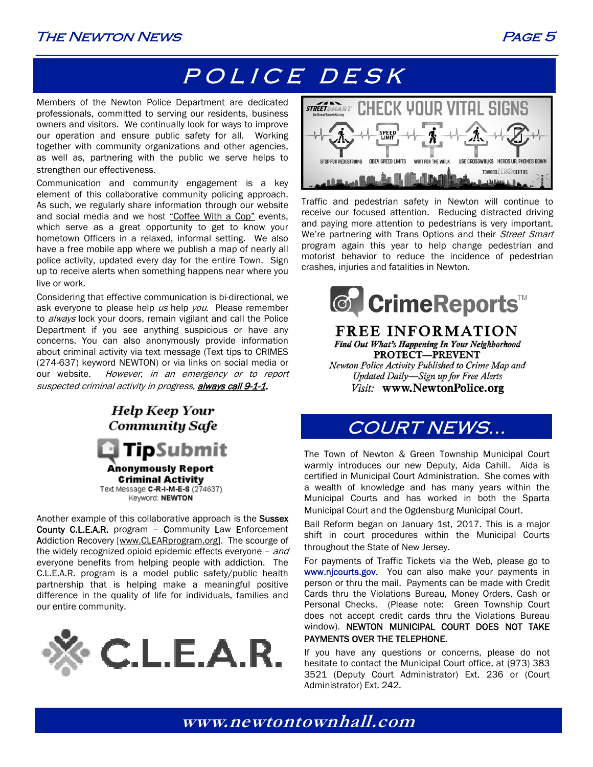# POLICE DESK

Members of the Newton Police Department are dedicated professionals, committed to serving our residents, business owners and visitors. We continually look for ways to improve our operation and ensure public safety for all. Working together with community organizations and other agencies, as well as, partnering with the public we serve helps to strengthen our effectiveness.

Communication and community engagement is a key element of this collaborative community policing approach. As such, we regularly share information through our website and social media and we host "Coffee With a Cop" events, which serve as a great opportunity to get to know your hometown Officers in a relaxed, informal setting. We also have a free mobile app where we publish a map of nearly all police activity, updated every day for the entire Town. Sign up to receive alerts when something happens near where you live or work.

Considering that effective communication is bi-directional, we ask everyone to please help *us* help *you*. Please remember to *always* lock your doors, remain vigilant and call the Police Department if you see anything suspicious or have any concerns. You can also anonymously provide information about criminal activity via text message (Text tips to CRIMES (274-637) keyword NEWTON) or via links on social media or our website. *However, in an emergency or to report suspected criminal activity in progress, **always call 9-1-1**.*

***Help Keep Your Community Safe***

**TipSubmit**

**Anonymously Report Criminal Activity**

Text Message **C-R-I-M-E-S** (274637)
Keyword: **NEWTON**

Another example of this collaborative approach is the **Sussex County C.L.E.A.R.** program – **C**ommunity **L**aw **E**nforcement **A**ddiction **R**ecovery [www.CLEARprogram.org]. The scourge of the widely recognized opioid epidemic effects everyone – *and* everyone benefits from helping people with addiction. The C.L.E.A.R. program is a model public safety/public health partnership that is helping make a meaningful positive difference in the quality of life for individuals, families and our entire community.

**C.L.E.A.R.**

**STREETSMART** BeStreetSmartNJ.org — **CHECK YOUR VITAL SIGNS**

STOP FOR PEDESTRIANS · OBEY SPEED LIMITS · WAIT FOR THE WALK · USE CROSSWALKS · HEADS UP, PHONES DOWN

TOWARD ZERO DEATHS

Traffic and pedestrian safety in Newton will continue to receive our focused attention. Reducing distracted driving and paying more attention to pedestrians is very important. We're partnering with Trans Options and their *Street Smart* program again this year to help change pedestrian and motorist behavior to reduce the incidence of pedestrian crashes, injuries and fatalities in Newton.

**CrimeReports™**

**FREE INFORMATION**

***Find Out What's Happening In Your Neighborhood***

**PROTECT—PREVENT**

*Newton Police Activity Published to Crime Map and Updated Daily—Sign up for Free Alerts*

*Visit:* **www.NewtonPolice.org**

## COURT NEWS...

The Town of Newton & Green Township Municipal Court warmly introduces our new Deputy, Aida Cahill. Aida is certified in Municipal Court Administration. She comes with a wealth of knowledge and has many years within the Municipal Courts and has worked in both the Sparta Municipal Court and the Ogdensburg Municipal Court.

Bail Reform began on January 1st, 2017. This is a major shift in court procedures within the Municipal Courts throughout the State of New Jersey.

For payments of Traffic Tickets via the Web, please go to www.njcourts.gov. You can also make your payments in person or thru the mail. Payments can be made with Credit Cards thru the Violations Bureau, Money Orders, Cash or Personal Checks. (Please note: Green Township Court does not accept credit cards thru the Violations Bureau window). NEWTON MUNICIPAL COURT DOES NOT TAKE PAYMENTS OVER THE TELEPHONE.

If you have any questions or concerns, please do not hesitate to contact the Municipal Court office, at (973) 383 3521 (Deputy Court Administrator) Ext. 236 or (Court Administrator) Ext. 242.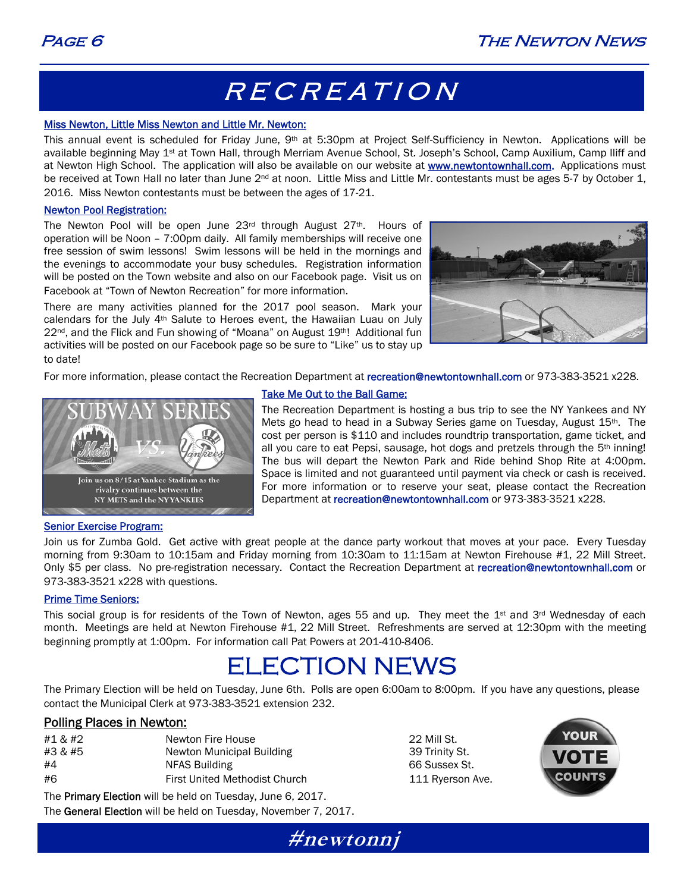# RECREATION

### Miss Newton, Little Miss Newton and Little Mr. Newton:

This annual event is scheduled for Friday June, 9th at 5:30pm at Project Self-Sufficiency in Newton. Applications will be available beginning May 1st at Town Hall, through Merriam Avenue School, St. Joseph's School, Camp Auxilium, Camp Iliff and at Newton High School. The application will also be available on our website at www.newtontownhall.com. Applications must be received at Town Hall no later than June 2nd at noon. Little Miss and Little Mr. contestants must be ages 5-7 by October 1, 2016. Miss Newton contestants must be between the ages of 17-21.

### Newton Pool Registration:

The Newton Pool will be open June 23rd through August 27th. Hours of operation will be Noon – 7:00pm daily. All family memberships will receive one free session of swim lessons! Swim lessons will be held in the mornings and the evenings to accommodate your busy schedules. Registration information will be posted on the Town website and also on our Facebook page. Visit us on Facebook at "Town of Newton Recreation" for more information.

There are many activities planned for the 2017 pool season. Mark your calendars for the July 4th Salute to Heroes event, the Hawaiian Luau on July 22nd, and the Flick and Fun showing of "Moana" on August 19th! Additional fun activities will be posted on our Facebook page so be sure to "Like" us to stay up to date!

For more information, please contact the Recreation Department at recreation@newtontownhall.com or 973-383-3521 x228.

### Take Me Out to the Ball Game:

The Recreation Department is hosting a bus trip to see the NY Yankees and NY Mets go head to head in a Subway Series game on Tuesday, August 15th. The cost per person is $110 and includes roundtrip transportation, game ticket, and all you care to eat Pepsi, sausage, hot dogs and pretzels through the 5th inning! The bus will depart the Newton Park and Ride behind Shop Rite at 4:00pm. Space is limited and not guaranteed until payment via check or cash is received. For more information or to reserve your seat, please contact the Recreation Department at recreation@newtontownhall.com or 973-383-3521 x228.

### Senior Exercise Program:

Join us for Zumba Gold. Get active with great people at the dance party workout that moves at your pace. Every Tuesday morning from 9:30am to 10:15am and Friday morning from 10:30am to 11:15am at Newton Firehouse #1, 22 Mill Street. Only $5 per class. No pre-registration necessary. Contact the Recreation Department at recreation@newtontownhall.com or 973-383-3521 x228 with questions.

### Prime Time Seniors:

This social group is for residents of the Town of Newton, ages 55 and up. They meet the 1st and 3rd Wednesday of each month. Meetings are held at Newton Firehouse #1, 22 Mill Street. Refreshments are served at 12:30pm with the meeting beginning promptly at 1:00pm. For information call Pat Powers at 201-410-8406.

# ELECTION NEWS

The Primary Election will be held on Tuesday, June 6th. Polls are open 6:00am to 8:00pm. If you have any questions, please contact the Municipal Clerk at 973-383-3521 extension 232.

### Polling Places in Newton:

| | | |
|---|---|---|
| #1 & #2 | Newton Fire House | 22 Mill St. |
| #3 & #5 | Newton Municipal Building | 39 Trinity St. |
| #4 | NFAS Building | 66 Sussex St. |
| #6 | First United Methodist Church | 111 Ryerson Ave. |

The **Primary Election** will be held on Tuesday, June 6, 2017.

The **General Election** will be held on Tuesday, November 7, 2017.

#newtonnj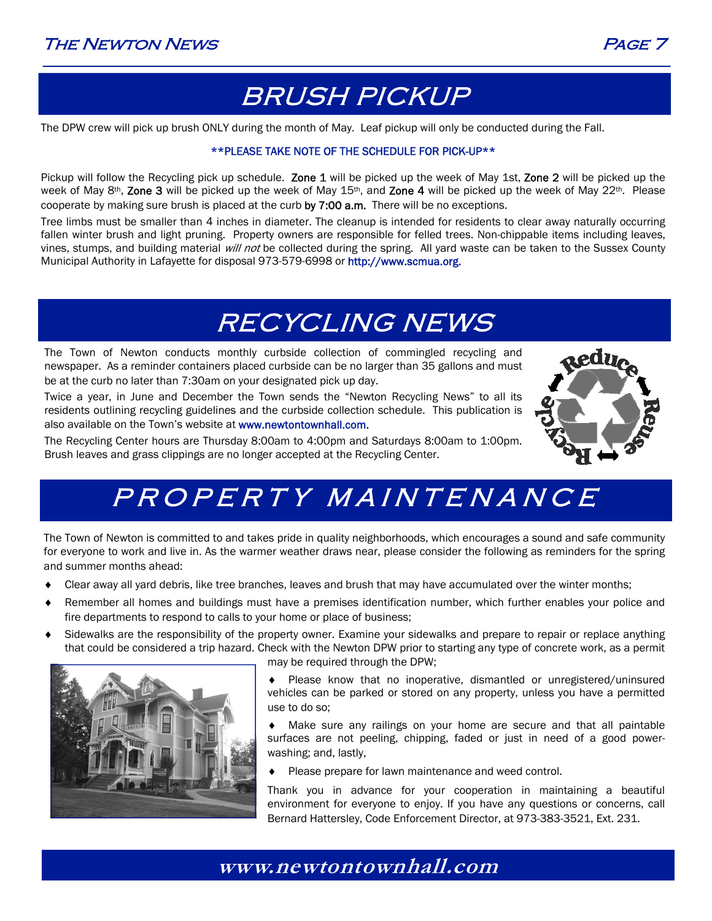# BRUSH PICKUP

The DPW crew will pick up brush ONLY during the month of May. Leaf pickup will only be conducted during the Fall.

**PLEASE TAKE NOTE OF THE SCHEDULE FOR PICK-UP**

Pickup will follow the Recycling pick up schedule. **Zone 1** will be picked up the week of May 1st, **Zone 2** will be picked up the week of May 8th, **Zone 3** will be picked up the week of May 15th, and **Zone 4** will be picked up the week of May 22nd. Please cooperate by making sure brush is placed at the curb **by 7:00 a.m.** There will be no exceptions.

Tree limbs must be smaller than 4 inches in diameter. The cleanup is intended for residents to clear away naturally occurring fallen winter brush and light pruning. Property owners are responsible for felled trees. Non-chippable items including leaves, vines, stumps, and building material *will not* be collected during the spring. All yard waste can be taken to the Sussex County Municipal Authority in Lafayette for disposal 973-579-6998 or http://www.scmua.org.

# RECYCLING NEWS

The Town of Newton conducts monthly curbside collection of commingled recycling and newspaper. As a reminder containers placed curbside can be no larger than 35 gallons and must be at the curb no later than 7:30am on your designated pick up day.

Twice a year, in June and December the Town sends the "Newton Recycling News" to all its residents outlining recycling guidelines and the curbside collection schedule. This publication is also available on the Town's website at www.newtontownhall.com.

The Recycling Center hours are Thursday 8:00am to 4:00pm and Saturdays 8:00am to 1:00pm. Brush leaves and grass clippings are no longer accepted at the Recycling Center.

# PROPERTY MAINTENANCE

The Town of Newton is committed to and takes pride in quality neighborhoods, which encourages a sound and safe community for everyone to work and live in. As the warmer weather draws near, please consider the following as reminders for the spring and summer months ahead:

- Clear away all yard debris, like tree branches, leaves and brush that may have accumulated over the winter months;
- Remember all homes and buildings must have a premises identification number, which further enables your police and fire departments to respond to calls to your home or place of business;
- Sidewalks are the responsibility of the property owner. Examine your sidewalks and prepare to repair or replace anything that could be considered a trip hazard. Check with the Newton DPW prior to starting any type of concrete work, as a permit may be required through the DPW;
- Please know that no inoperative, dismantled or unregistered/uninsured vehicles can be parked or stored on any property, unless you have a permitted use to do so;
- Make sure any railings on your home are secure and that all paintable surfaces are not peeling, chipping, faded or just in need of a good power-washing; and, lastly,
- Please prepare for lawn maintenance and weed control.

Thank you in advance for your cooperation in maintaining a beautiful environment for everyone to enjoy. If you have any questions or concerns, call Bernard Hattersley, Code Enforcement Director, at 973-383-3521, Ext. 231.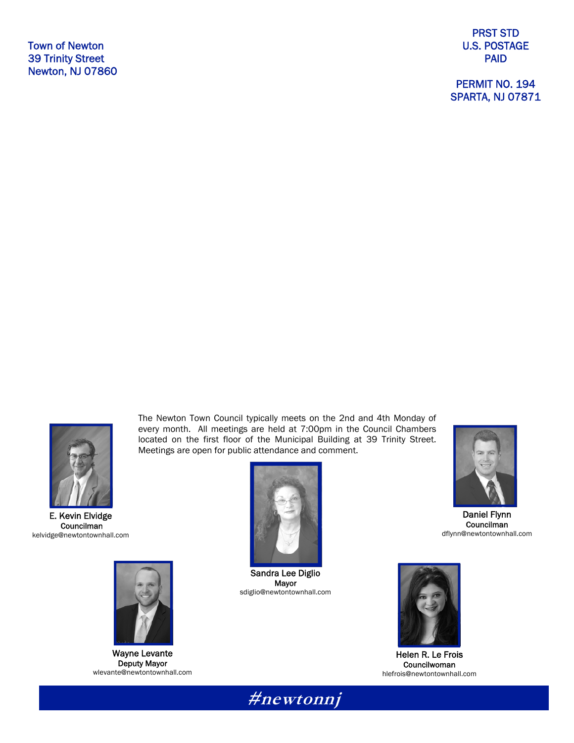Town of Newton
39 Trinity Street
Newton, NJ 07860

PRST STD
U.S. POSTAGE
PAID

PERMIT NO. 194
SPARTA, NJ 07871

The Newton Town Council typically meets on the 2nd and 4th Monday of every month. All meetings are held at 7:00pm in the Council Chambers located on the first floor of the Municipal Building at 39 Trinity Street. Meetings are open for public attendance and comment.

**E. Kevin Elvidge**
**Councilman**
kelvidge@newtontownhall.com

**Sandra Lee Diglio**
**Mayor**
sdiglio@newtontownhall.com

**Daniel Flynn**
**Councilman**
dflynn@newtontownhall.com

**Wayne Levante**
**Deputy Mayor**
wlevante@newtontownhall.com

**Helen R. Le Frois**
**Councilwoman**
hlefrois@newtontownhall.com

***#newtonnj***